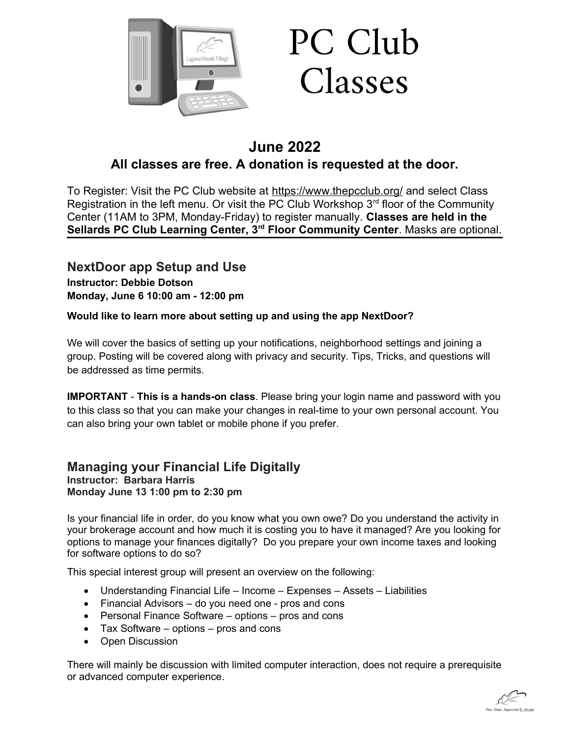# PC Club Classes

## June 2022

### All classes are free. A donation is requested at the door.

To Register: Visit the PC Club website at https://www.thepcclub.org/ and select Class Registration in the left menu. Or visit the PC Club Workshop 3rd floor of the Community Center (11AM to 3PM, Monday-Friday) to register manually. **Classes are held in the Sellards PC Club Learning Center, 3rd Floor Community Center**. Masks are optional.

---

## NextDoor app Setup and Use

**Instructor: Debbie Dotson**
**Monday, June 6 10:00 am - 12:00 pm**

**Would like to learn more about setting up and using the app NextDoor?**

We will cover the basics of setting up your notifications, neighborhood settings and joining a group. Posting will be covered along with privacy and security. Tips, Tricks, and questions will be addressed as time permits.

**IMPORTANT** - **This is a hands-on class**. Please bring your login name and password with you to this class so that you can make your changes in real-time to your own personal account. You can also bring your own tablet or mobile phone if you prefer.

## Managing your Financial Life Digitally

**Instructor: Barbara Harris**
**Monday June 13 1:00 pm to 2:30 pm**

Is your financial life in order, do you know what you own owe? Do you understand the activity in your brokerage account and how much it is costing you to have it managed? Are you looking for options to manage your finances digitally? Do you prepare your own income taxes and looking for software options to do so?

This special interest group will present an overview on the following:

- Understanding Financial Life – Income – Expenses – Assets – Liabilities
- Financial Advisors – do you need one - pros and cons
- Personal Finance Software – options – pros and cons
- Tax Software – options – pros and cons
- Open Discussion

There will mainly be discussion with limited computer interaction, does not require a prerequisite or advanced computer experience.

Rec. Dept. Approved D. Alcala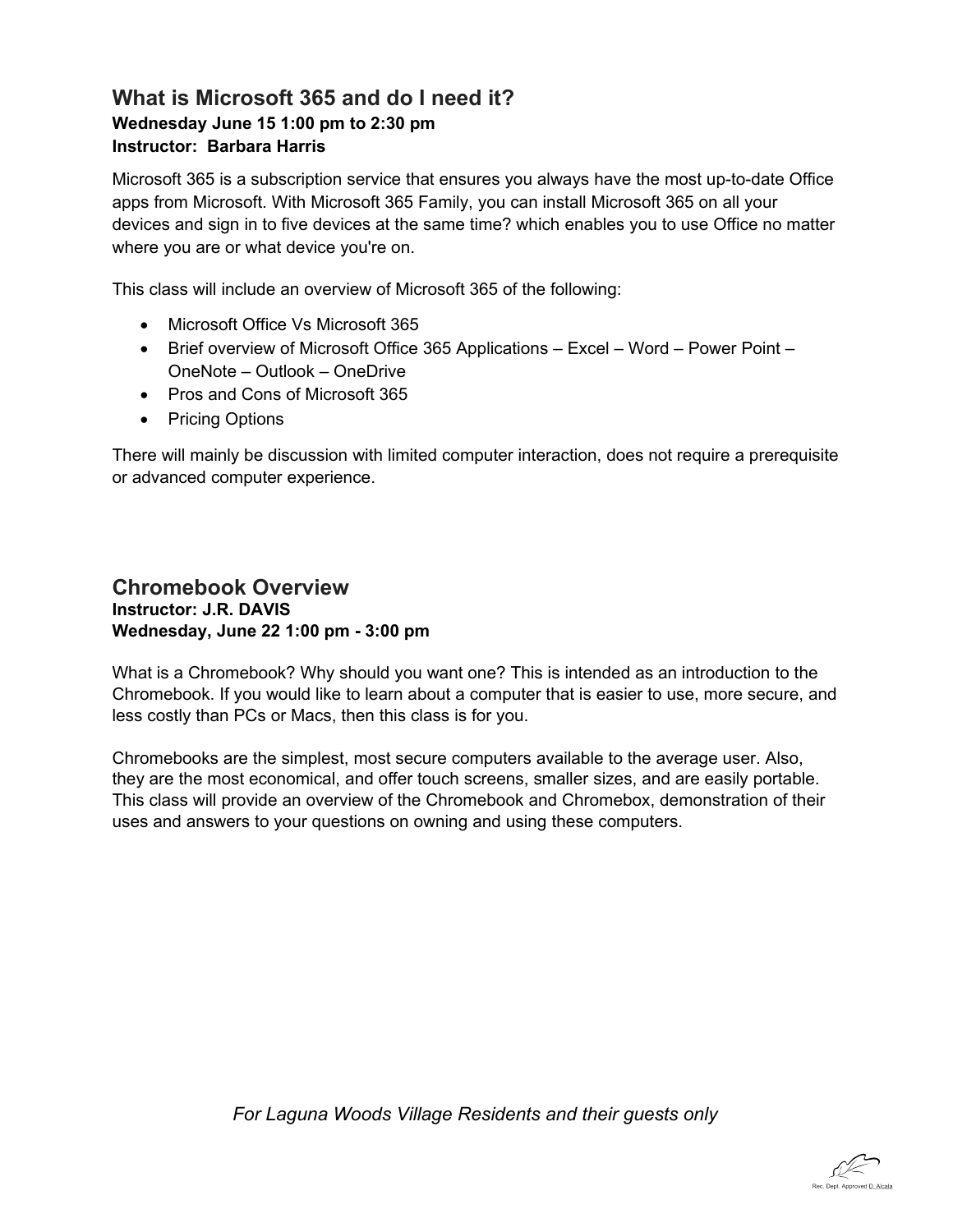## What is Microsoft 365 and do I need it?

**Wednesday June 15 1:00 pm to 2:30 pm**
**Instructor: Barbara Harris**

Microsoft 365 is a subscription service that ensures you always have the most up-to-date Office apps from Microsoft. With Microsoft 365 Family, you can install Microsoft 365 on all your devices and sign in to five devices at the same time? which enables you to use Office no matter where you are or what device you're on.

This class will include an overview of Microsoft 365 of the following:

- Microsoft Office Vs Microsoft 365
- Brief overview of Microsoft Office 365 Applications – Excel – Word – Power Point – OneNote – Outlook – OneDrive
- Pros and Cons of Microsoft 365
- Pricing Options

There will mainly be discussion with limited computer interaction, does not require a prerequisite or advanced computer experience.

## Chromebook Overview

**Instructor: J.R. DAVIS**
**Wednesday, June 22 1:00 pm - 3:00 pm**

What is a Chromebook? Why should you want one? This is intended as an introduction to the Chromebook. If you would like to learn about a computer that is easier to use, more secure, and less costly than PCs or Macs, then this class is for you.

Chromebooks are the simplest, most secure computers available to the average user. Also, they are the most economical, and offer touch screens, smaller sizes, and are easily portable. This class will provide an overview of the Chromebook and Chromebox, demonstration of their uses and answers to your questions on owning and using these computers.

*For Laguna Woods Village Residents and their guests only*

Rec. Dept. Approved D. Alcala